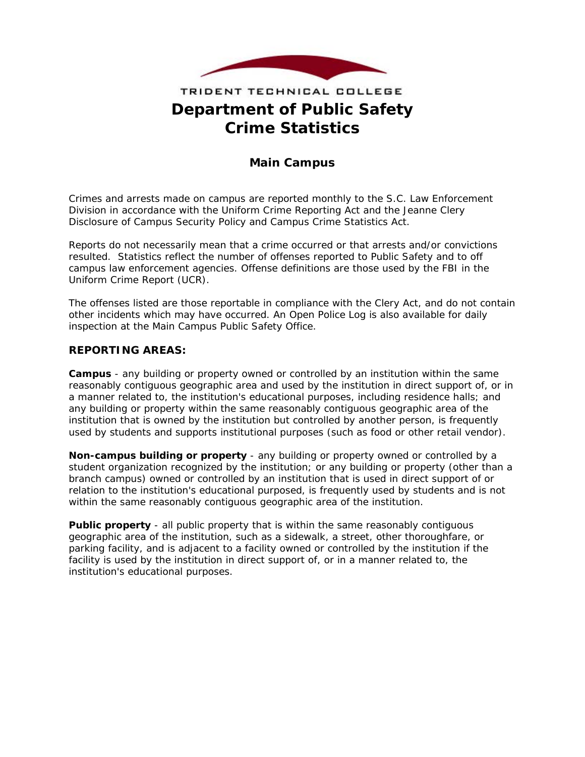TRIDENT TECHNICAL COLLEGE

# Department of Public Safety
# Crime Statistics

## Main Campus

Crimes and arrests made on campus are reported monthly to the S.C. Law Enforcement Division in accordance with the Uniform Crime Reporting Act and the Jeanne Clery Disclosure of Campus Security Policy and Campus Crime Statistics Act.

Reports do not necessarily mean that a crime occurred or that arrests and/or convictions resulted. Statistics reflect the number of offenses reported to Public Safety and to off campus law enforcement agencies. Offense definitions are those used by the FBI in the Uniform Crime Report (UCR).

The offenses listed are those reportable in compliance with the Clery Act, and do not contain other incidents which may have occurred. An Open Police Log is also available for daily inspection at the Main Campus Public Safety Office.

### REPORTING AREAS:

**Campus** - any building or property owned or controlled by an institution within the same reasonably contiguous geographic area and used by the institution in direct support of, or in a manner related to, the institution's educational purposes, including residence halls; and any building or property within the same reasonably contiguous geographic area of the institution that is owned by the institution but controlled by another person, is frequently used by students and supports institutional purposes (such as food or other retail vendor).

**Non-campus building or property** - any building or property owned or controlled by a student organization recognized by the institution; or any building or property (other than a branch campus) owned or controlled by an institution that is used in direct support of or relation to the institution's educational purposed, is frequently used by students and is not within the same reasonably contiguous geographic area of the institution.

**Public property** - all public property that is within the same reasonably contiguous geographic area of the institution, such as a sidewalk, a street, other thoroughfare, or parking facility, and is adjacent to a facility owned or controlled by the institution if the facility is used by the institution in direct support of, or in a manner related to, the institution's educational purposes.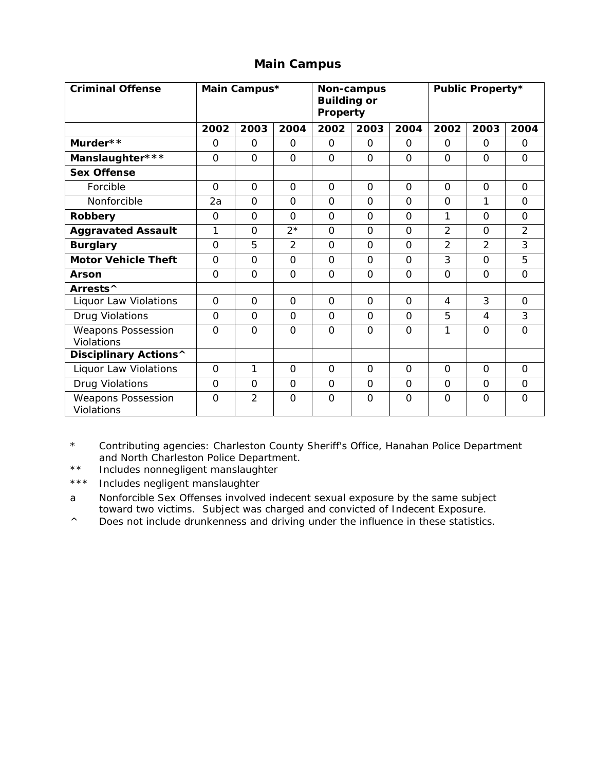## Main Campus

| Criminal Offense | Main Campus* | | | Non-campus Building or Property | | | Public Property* | | |
|---|---|---|---|---|---|---|---|---|---|
| | 2002 | 2003 | 2004 | 2002 | 2003 | 2004 | 2002 | 2003 | 2004 |
| **Murder**** | 0 | 0 | 0 | 0 | 0 | 0 | 0 | 0 | 0 |
| **Manslaughter***** | 0 | 0 | 0 | 0 | 0 | 0 | 0 | 0 | 0 |
| **Sex Offense** | | | | | | | | | |
| Forcible | 0 | 0 | 0 | 0 | 0 | 0 | 0 | 0 | 0 |
| Nonforcible | 2a | 0 | 0 | 0 | 0 | 0 | 0 | 1 | 0 |
| **Robbery** | 0 | 0 | 0 | 0 | 0 | 0 | 1 | 0 | 0 |
| **Aggravated Assault** | 1 | 0 | 2* | 0 | 0 | 0 | 2 | 0 | 2 |
| **Burglary** | 0 | 5 | 2 | 0 | 0 | 0 | 2 | 2 | 3 |
| **Motor Vehicle Theft** | 0 | 0 | 0 | 0 | 0 | 0 | 3 | 0 | 5 |
| **Arson** | 0 | 0 | 0 | 0 | 0 | 0 | 0 | 0 | 0 |
| **Arrests^** | | | | | | | | | |
| Liquor Law Violations | 0 | 0 | 0 | 0 | 0 | 0 | 4 | 3 | 0 |
| Drug Violations | 0 | 0 | 0 | 0 | 0 | 0 | 5 | 4 | 3 |
| Weapons Possession Violations | 0 | 0 | 0 | 0 | 0 | 0 | 1 | 0 | 0 |
| **Disciplinary Actions^** | | | | | | | | | |
| Liquor Law Violations | 0 | 1 | 0 | 0 | 0 | 0 | 0 | 0 | 0 |
| Drug Violations | 0 | 0 | 0 | 0 | 0 | 0 | 0 | 0 | 0 |
| Weapons Possession Violations | 0 | 2 | 0 | 0 | 0 | 0 | 0 | 0 | 0 |

\* Contributing agencies: Charleston County Sheriff's Office, Hanahan Police Department and North Charleston Police Department.

\** Includes nonnegligent manslaughter

\*** Includes negligent manslaughter

a Nonforcible Sex Offenses involved indecent sexual exposure by the same subject toward two victims. Subject was charged and convicted of Indecent Exposure.

^ Does not include drunkenness and driving under the influence in these statistics.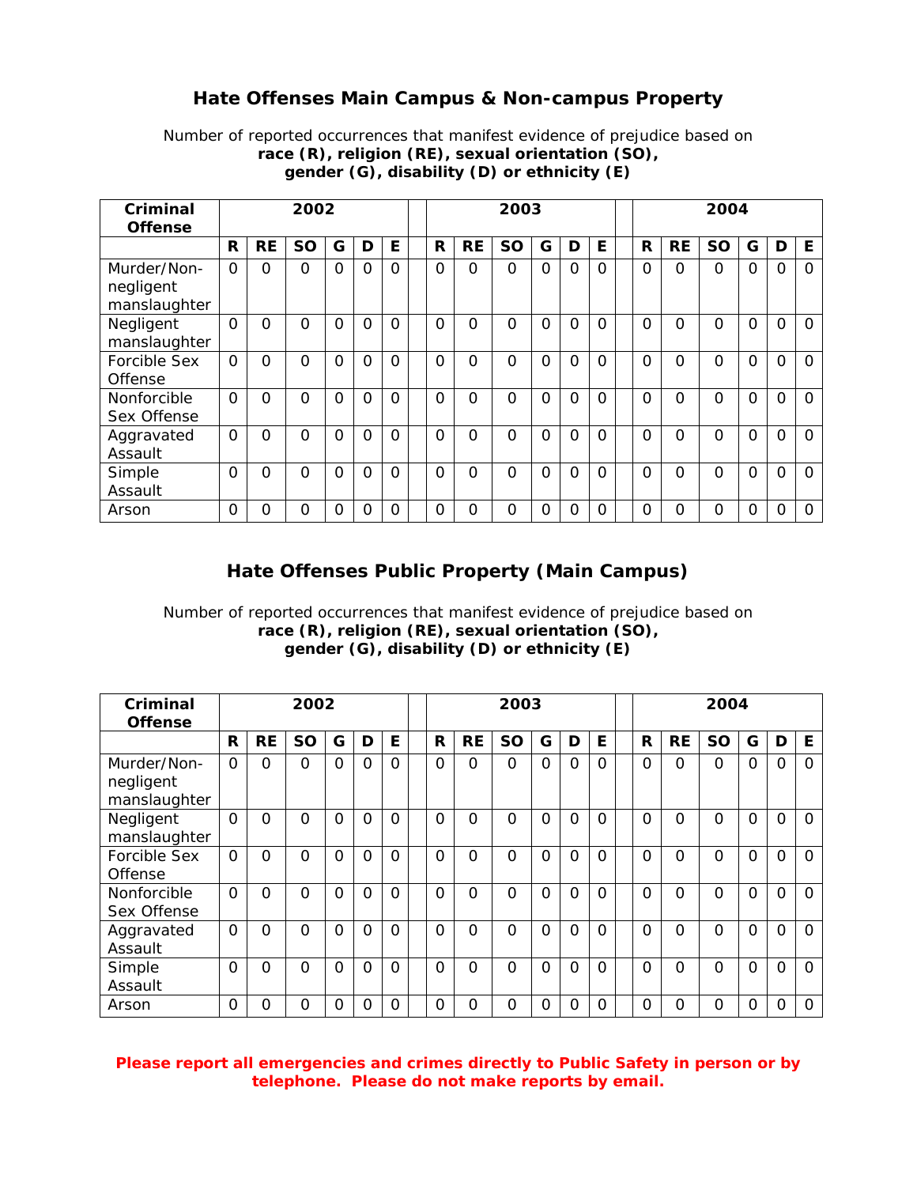## Hate Offenses Main Campus & Non-campus Property

Number of reported occurrences that manifest evidence of prejudice based on **race (R), religion (RE), sexual orientation (SO), gender (G), disability (D) or ethnicity (E)**

| Criminal Offense | 2002 | | | | | | | 2003 | | | | | | | 2004 | | | | | |
|---|---|---|---|---|---|---|---|---|---|---|---|---|---|---|---|---|---|---|---|---|
| | **R** | **RE** | **SO** | **G** | **D** | **E** | | **R** | **RE** | **SO** | **G** | **D** | **E** | | **R** | **RE** | **SO** | **G** | **D** | **E** |
| Murder/Non-negligent manslaughter | 0 | 0 | 0 | 0 | 0 | 0 | | 0 | 0 | 0 | 0 | 0 | 0 | | 0 | 0 | 0 | 0 | 0 | 0 |
| Negligent manslaughter | 0 | 0 | 0 | 0 | 0 | 0 | | 0 | 0 | 0 | 0 | 0 | 0 | | 0 | 0 | 0 | 0 | 0 | 0 |
| Forcible Sex Offense | 0 | 0 | 0 | 0 | 0 | 0 | | 0 | 0 | 0 | 0 | 0 | 0 | | 0 | 0 | 0 | 0 | 0 | 0 |
| Nonforcible Sex Offense | 0 | 0 | 0 | 0 | 0 | 0 | | 0 | 0 | 0 | 0 | 0 | 0 | | 0 | 0 | 0 | 0 | 0 | 0 |
| Aggravated Assault | 0 | 0 | 0 | 0 | 0 | 0 | | 0 | 0 | 0 | 0 | 0 | 0 | | 0 | 0 | 0 | 0 | 0 | 0 |
| Simple Assault | 0 | 0 | 0 | 0 | 0 | 0 | | 0 | 0 | 0 | 0 | 0 | 0 | | 0 | 0 | 0 | 0 | 0 | 0 |
| Arson | 0 | 0 | 0 | 0 | 0 | 0 | | 0 | 0 | 0 | 0 | 0 | 0 | | 0 | 0 | 0 | 0 | 0 | 0 |

## Hate Offenses Public Property (Main Campus)

Number of reported occurrences that manifest evidence of prejudice based on **race (R), religion (RE), sexual orientation (SO), gender (G), disability (D) or ethnicity (E)**

| Criminal Offense | 2002 | | | | | | | 2003 | | | | | | | 2004 | | | | | |
|---|---|---|---|---|---|---|---|---|---|---|---|---|---|---|---|---|---|---|---|---|
| | **R** | **RE** | **SO** | **G** | **D** | **E** | | **R** | **RE** | **SO** | **G** | **D** | **E** | | **R** | **RE** | **SO** | **G** | **D** | **E** |
| Murder/Non-negligent manslaughter | 0 | 0 | 0 | 0 | 0 | 0 | | 0 | 0 | 0 | 0 | 0 | 0 | | 0 | 0 | 0 | 0 | 0 | 0 |
| Negligent manslaughter | 0 | 0 | 0 | 0 | 0 | 0 | | 0 | 0 | 0 | 0 | 0 | 0 | | 0 | 0 | 0 | 0 | 0 | 0 |
| Forcible Sex Offense | 0 | 0 | 0 | 0 | 0 | 0 | | 0 | 0 | 0 | 0 | 0 | 0 | | 0 | 0 | 0 | 0 | 0 | 0 |
| Nonforcible Sex Offense | 0 | 0 | 0 | 0 | 0 | 0 | | 0 | 0 | 0 | 0 | 0 | 0 | | 0 | 0 | 0 | 0 | 0 | 0 |
| Aggravated Assault | 0 | 0 | 0 | 0 | 0 | 0 | | 0 | 0 | 0 | 0 | 0 | 0 | | 0 | 0 | 0 | 0 | 0 | 0 |
| Simple Assault | 0 | 0 | 0 | 0 | 0 | 0 | | 0 | 0 | 0 | 0 | 0 | 0 | | 0 | 0 | 0 | 0 | 0 | 0 |
| Arson | 0 | 0 | 0 | 0 | 0 | 0 | | 0 | 0 | 0 | 0 | 0 | 0 | | 0 | 0 | 0 | 0 | 0 | 0 |

**Please report all emergencies and crimes directly to Public Safety in person or by telephone. Please do not make reports by email.**